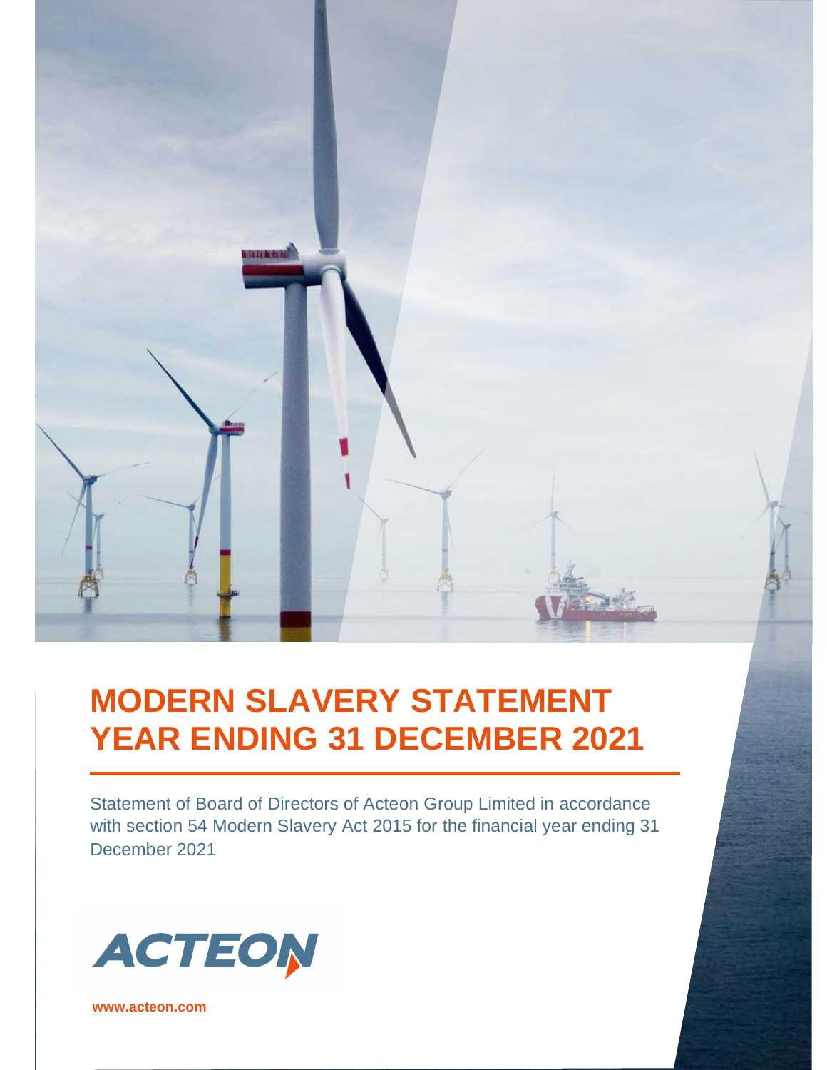# MODERN SLAVERY STATEMENT YEAR ENDING 31 DECEMBER 2021

Statement of Board of Directors of Acteon Group Limited in accordance with section 54 Modern Slavery Act 2015 for the financial year ending 31 December 2021

ACTEON

www.acteon.com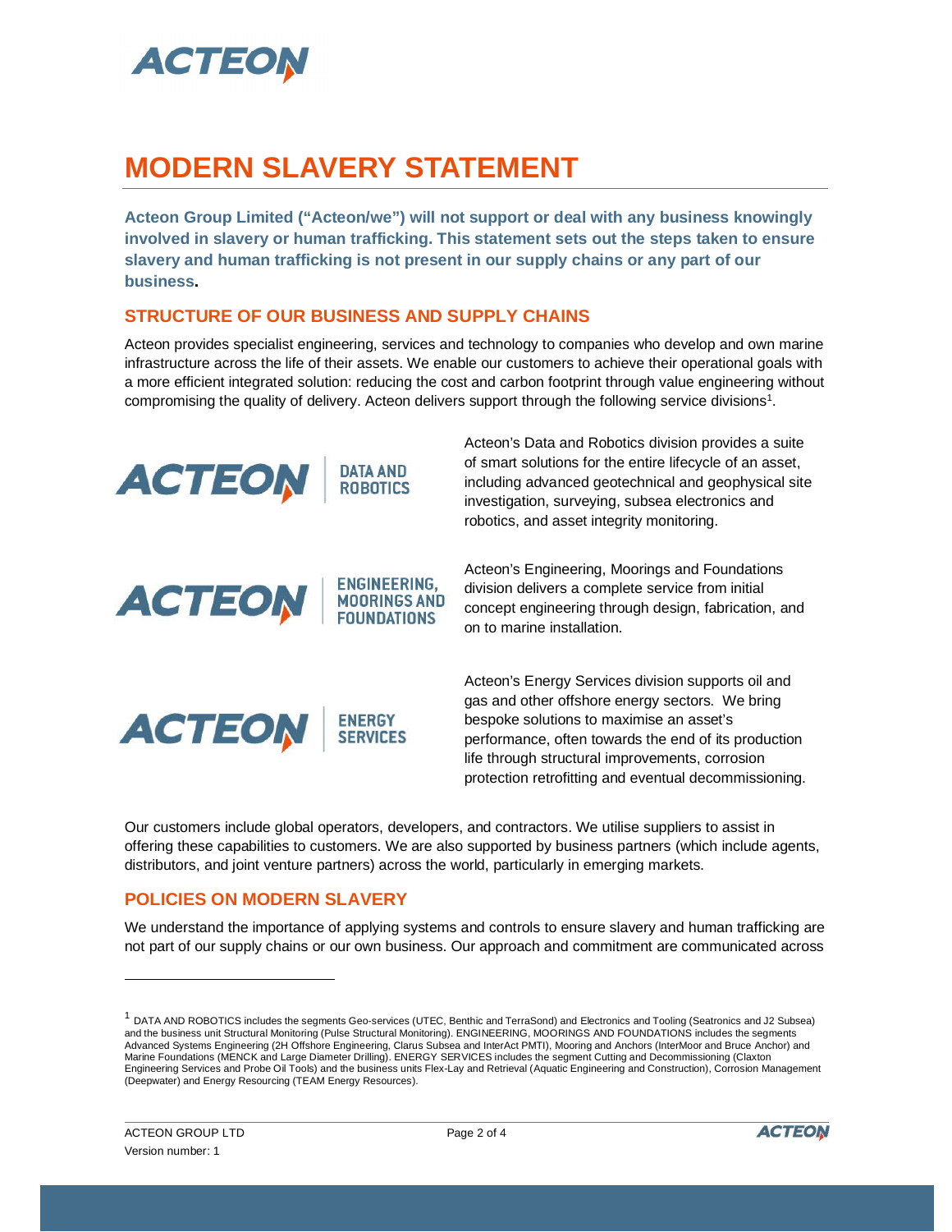# MODERN SLAVERY STATEMENT

**Acteon Group Limited ("Acteon/we") will not support or deal with any business knowingly involved in slavery or human trafficking. This statement sets out the steps taken to ensure slavery and human trafficking is not present in our supply chains or any part of our business.**

## STRUCTURE OF OUR BUSINESS AND SUPPLY CHAINS

Acteon provides specialist engineering, services and technology to companies who develop and own marine infrastructure across the life of their assets. We enable our customers to achieve their operational goals with a more efficient integrated solution: reducing the cost and carbon footprint through value engineering without compromising the quality of delivery. Acteon delivers support through the following service divisions[1].

**ACTEON | DATA AND ROBOTICS**

Acteon's Data and Robotics division provides a suite of smart solutions for the entire lifecycle of an asset, including advanced geotechnical and geophysical site investigation, surveying, subsea electronics and robotics, and asset integrity monitoring.

**ACTEON | ENGINEERING, MOORINGS AND FOUNDATIONS**

Acteon's Engineering, Moorings and Foundations division delivers a complete service from initial concept engineering through design, fabrication, and on to marine installation.

**ACTEON | ENERGY SERVICES**

Acteon's Energy Services division supports oil and gas and other offshore energy sectors. We bring bespoke solutions to maximise an asset's performance, often towards the end of its production life through structural improvements, corrosion protection retrofitting and eventual decommissioning.

Our customers include global operators, developers, and contractors. We utilise suppliers to assist in offering these capabilities to customers. We are also supported by business partners (which include agents, distributors, and joint venture partners) across the world, particularly in emerging markets.

## POLICIES ON MODERN SLAVERY

We understand the importance of applying systems and controls to ensure slavery and human trafficking are not part of our supply chains or our own business. Our approach and commitment are communicated across

---

[1] DATA AND ROBOTICS includes the segments Geo-services (UTEC, Benthic and TerraSond) and Electronics and Tooling (Seatronics and J2 Subsea) and the business unit Structural Monitoring (Pulse Structural Monitoring). ENGINEERING, MOORINGS AND FOUNDATIONS includes the segments Advanced Systems Engineering (2H Offshore Engineering, Clarus Subsea and InterAct PMTI), Mooring and Anchors (InterMoor and Bruce Anchor) and Marine Foundations (MENCK and Large Diameter Drilling). ENERGY SERVICES includes the segment Cutting and Decommissioning (Claxton Engineering Services and Probe Oil Tools) and the business units Flex-Lay and Retrieval (Aquatic Engineering and Construction), Corrosion Management (Deepwater) and Energy Resourcing (TEAM Energy Resources).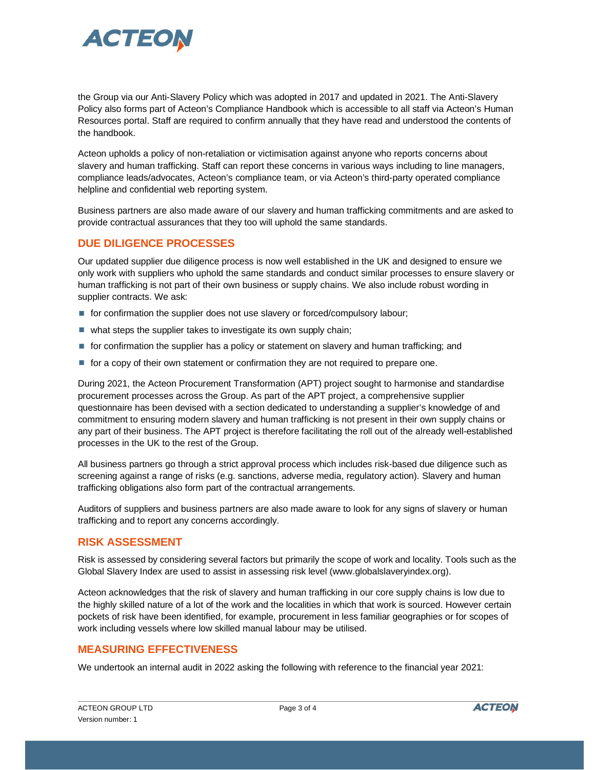the Group via our Anti-Slavery Policy which was adopted in 2017 and updated in 2021. The Anti-Slavery Policy also forms part of Acteon's Compliance Handbook which is accessible to all staff via Acteon's Human Resources portal. Staff are required to confirm annually that they have read and understood the contents of the handbook.

Acteon upholds a policy of non-retaliation or victimisation against anyone who reports concerns about slavery and human trafficking. Staff can report these concerns in various ways including to line managers, compliance leads/advocates, Acteon's compliance team, or via Acteon's third-party operated compliance helpline and confidential web reporting system.

Business partners are also made aware of our slavery and human trafficking commitments and are asked to provide contractual assurances that they too will uphold the same standards.

## DUE DILIGENCE PROCESSES

Our updated supplier due diligence process is now well established in the UK and designed to ensure we only work with suppliers who uphold the same standards and conduct similar processes to ensure slavery or human trafficking is not part of their own business or supply chains. We also include robust wording in supplier contracts. We ask:

- for confirmation the supplier does not use slavery or forced/compulsory labour;
- what steps the supplier takes to investigate its own supply chain;
- for confirmation the supplier has a policy or statement on slavery and human trafficking; and
- for a copy of their own statement or confirmation they are not required to prepare one.

During 2021, the Acteon Procurement Transformation (APT) project sought to harmonise and standardise procurement processes across the Group. As part of the APT project, a comprehensive supplier questionnaire has been devised with a section dedicated to understanding a supplier's knowledge of and commitment to ensuring modern slavery and human trafficking is not present in their own supply chains or any part of their business. The APT project is therefore facilitating the roll out of the already well-established processes in the UK to the rest of the Group.

All business partners go through a strict approval process which includes risk-based due diligence such as screening against a range of risks (e.g. sanctions, adverse media, regulatory action). Slavery and human trafficking obligations also form part of the contractual arrangements.

Auditors of suppliers and business partners are also made aware to look for any signs of slavery or human trafficking and to report any concerns accordingly.

## RISK ASSESSMENT

Risk is assessed by considering several factors but primarily the scope of work and locality. Tools such as the Global Slavery Index are used to assist in assessing risk level (www.globalslaveryindex.org).

Acteon acknowledges that the risk of slavery and human trafficking in our core supply chains is low due to the highly skilled nature of a lot of the work and the localities in which that work is sourced. However certain pockets of risk have been identified, for example, procurement in less familiar geographies or for scopes of work including vessels where low skilled manual labour may be utilised.

## MEASURING EFFECTIVENESS

We undertook an internal audit in 2022 asking the following with reference to the financial year 2021: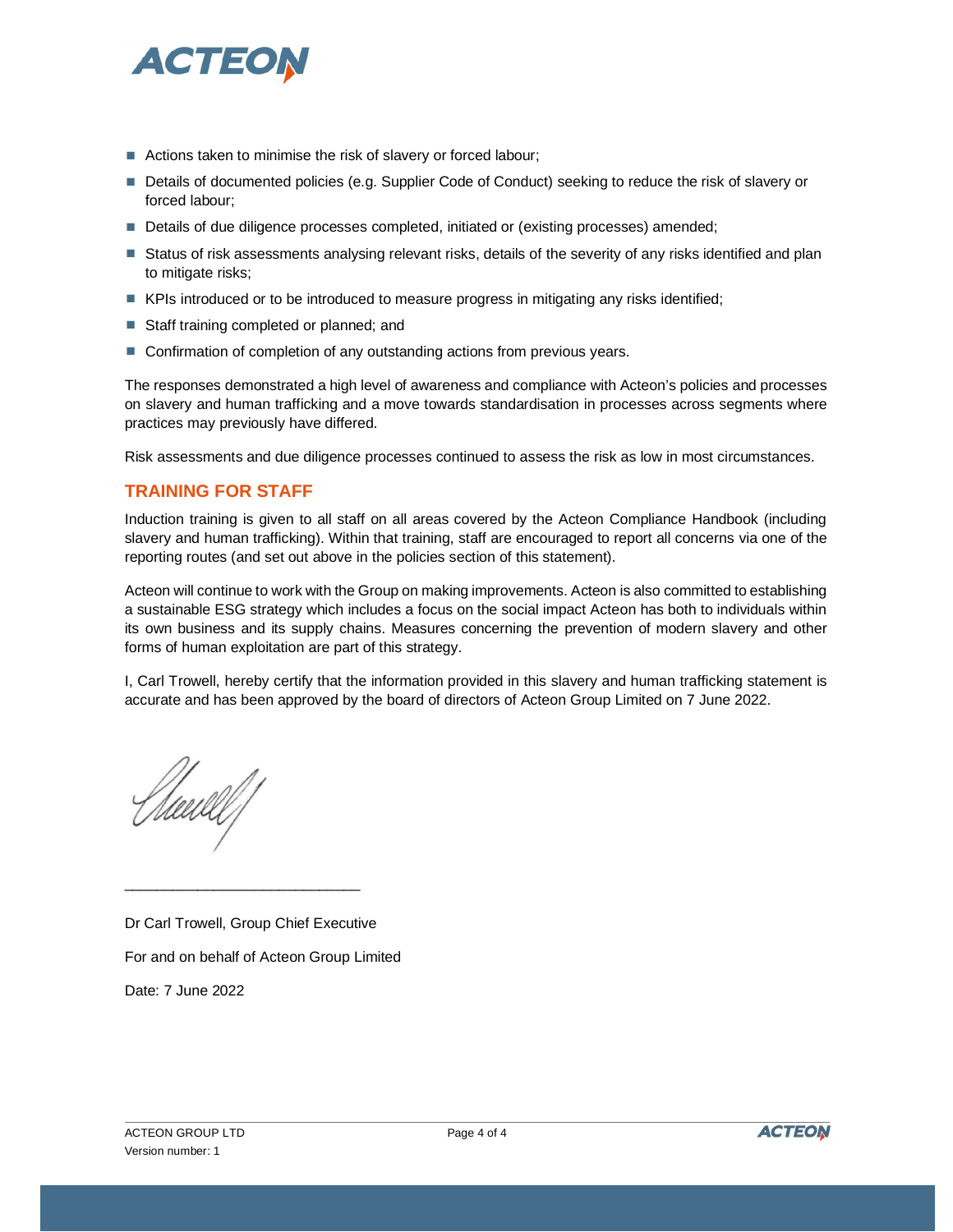- Actions taken to minimise the risk of slavery or forced labour;
- Details of documented policies (e.g. Supplier Code of Conduct) seeking to reduce the risk of slavery or forced labour;
- Details of due diligence processes completed, initiated or (existing processes) amended;
- Status of risk assessments analysing relevant risks, details of the severity of any risks identified and plan to mitigate risks;
- KPIs introduced or to be introduced to measure progress in mitigating any risks identified;
- Staff training completed or planned; and
- Confirmation of completion of any outstanding actions from previous years.

The responses demonstrated a high level of awareness and compliance with Acteon's policies and processes on slavery and human trafficking and a move towards standardisation in processes across segments where practices may previously have differed.

Risk assessments and due diligence processes continued to assess the risk as low in most circumstances.

## TRAINING FOR STAFF

Induction training is given to all staff on all areas covered by the Acteon Compliance Handbook (including slavery and human trafficking). Within that training, staff are encouraged to report all concerns via one of the reporting routes (and set out above in the policies section of this statement).

Acteon will continue to work with the Group on making improvements. Acteon is also committed to establishing a sustainable ESG strategy which includes a focus on the social impact Acteon has both to individuals within its own business and its supply chains. Measures concerning the prevention of modern slavery and other forms of human exploitation are part of this strategy.

I, Carl Trowell, hereby certify that the information provided in this slavery and human trafficking statement is accurate and has been approved by the board of directors of Acteon Group Limited on 7 June 2022.

\_\_\_\_\_\_\_\_\_\_\_\_\_\_\_\_\_\_\_\_\_\_\_\_\_\_\_\_

Dr Carl Trowell, Group Chief Executive

For and on behalf of Acteon Group Limited

Date: 7 June 2022